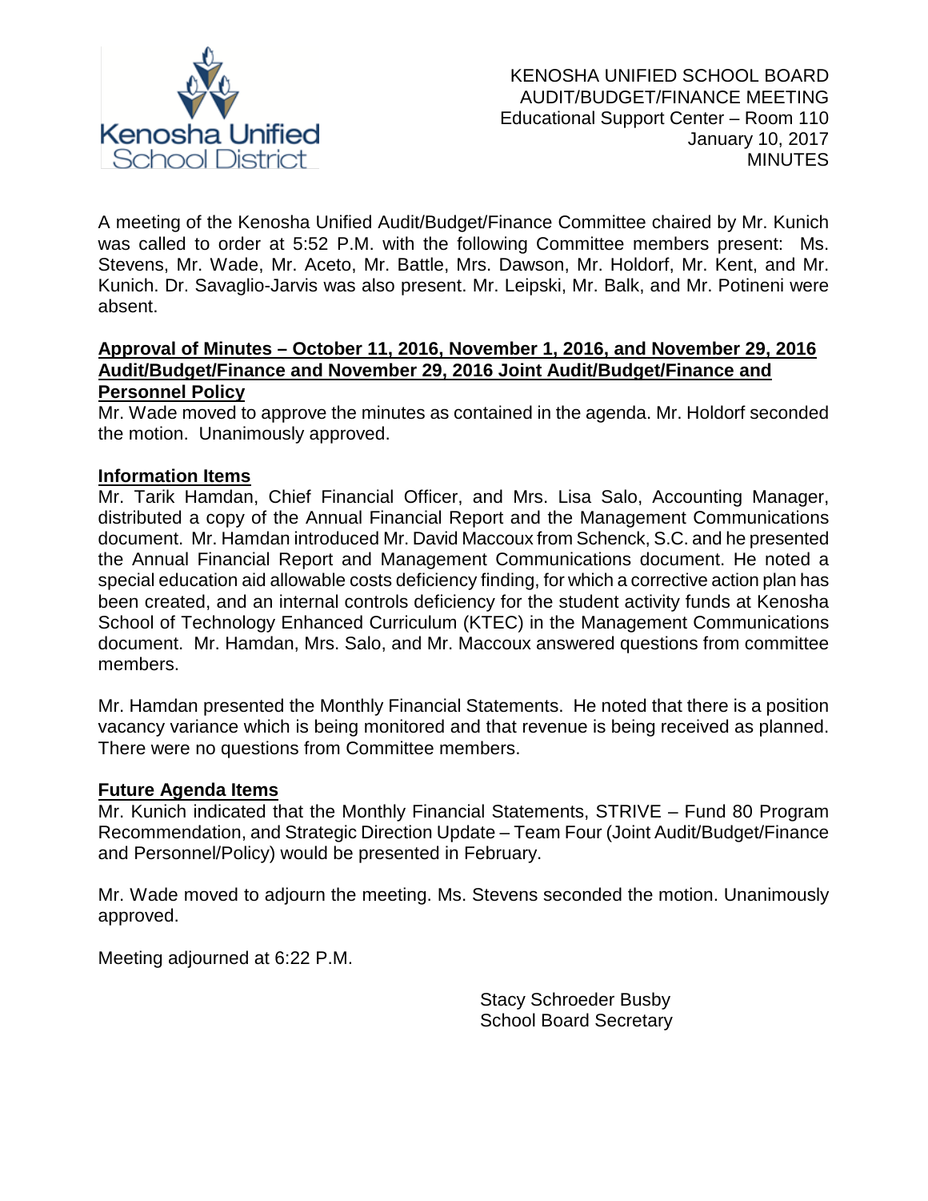KENOSHA UNIFIED SCHOOL BOARD
AUDIT/BUDGET/FINANCE MEETING
Educational Support Center – Room 110
January 10, 2017
MINUTES

A meeting of the Kenosha Unified Audit/Budget/Finance Committee chaired by Mr. Kunich was called to order at 5:52 P.M. with the following Committee members present: Ms. Stevens, Mr. Wade, Mr. Aceto, Mr. Battle, Mrs. Dawson, Mr. Holdorf, Mr. Kent, and Mr. Kunich. Dr. Savaglio-Jarvis was also present. Mr. Leipski, Mr. Balk, and Mr. Potineni were absent.

**Approval of Minutes – October 11, 2016, November 1, 2016, and November 29, 2016 Audit/Budget/Finance and November 29, 2016 Joint Audit/Budget/Finance and Personnel Policy**

Mr. Wade moved to approve the minutes as contained in the agenda. Mr. Holdorf seconded the motion. Unanimously approved.

**Information Items**

Mr. Tarik Hamdan, Chief Financial Officer, and Mrs. Lisa Salo, Accounting Manager, distributed a copy of the Annual Financial Report and the Management Communications document. Mr. Hamdan introduced Mr. David Maccoux from Schenck, S.C. and he presented the Annual Financial Report and Management Communications document. He noted a special education aid allowable costs deficiency finding, for which a corrective action plan has been created, and an internal controls deficiency for the student activity funds at Kenosha School of Technology Enhanced Curriculum (KTEC) in the Management Communications document. Mr. Hamdan, Mrs. Salo, and Mr. Maccoux answered questions from committee members.

Mr. Hamdan presented the Monthly Financial Statements. He noted that there is a position vacancy variance which is being monitored and that revenue is being received as planned. There were no questions from Committee members.

**Future Agenda Items**

Mr. Kunich indicated that the Monthly Financial Statements, STRIVE – Fund 80 Program Recommendation, and Strategic Direction Update – Team Four (Joint Audit/Budget/Finance and Personnel/Policy) would be presented in February.

Mr. Wade moved to adjourn the meeting. Ms. Stevens seconded the motion. Unanimously approved.

Meeting adjourned at 6:22 P.M.

Stacy Schroeder Busby
School Board Secretary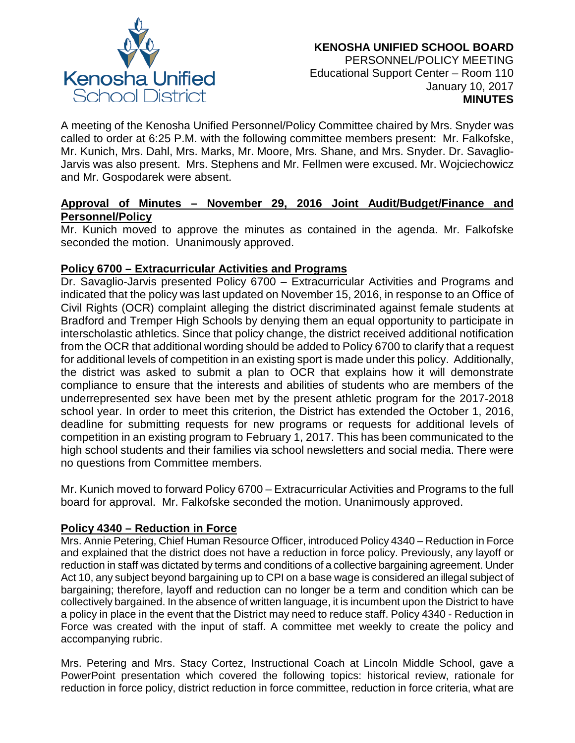**KENOSHA UNIFIED SCHOOL BOARD**
PERSONNEL/POLICY MEETING
Educational Support Center – Room 110
January 10, 2017
**MINUTES**

A meeting of the Kenosha Unified Personnel/Policy Committee chaired by Mrs. Snyder was called to order at 6:25 P.M. with the following committee members present: Mr. Falkofske, Mr. Kunich, Mrs. Dahl, Mrs. Marks, Mr. Moore, Mrs. Shane, and Mrs. Snyder. Dr. Savaglio-Jarvis was also present. Mrs. Stephens and Mr. Fellmen were excused. Mr. Wojciechowicz and Mr. Gospodarek were absent.

**Approval of Minutes – November 29, 2016 Joint Audit/Budget/Finance and Personnel/Policy**

Mr. Kunich moved to approve the minutes as contained in the agenda. Mr. Falkofske seconded the motion. Unanimously approved.

**Policy 6700 – Extracurricular Activities and Programs**

Dr. Savaglio-Jarvis presented Policy 6700 – Extracurricular Activities and Programs and indicated that the policy was last updated on November 15, 2016, in response to an Office of Civil Rights (OCR) complaint alleging the district discriminated against female students at Bradford and Tremper High Schools by denying them an equal opportunity to participate in interscholastic athletics. Since that policy change, the district received additional notification from the OCR that additional wording should be added to Policy 6700 to clarify that a request for additional levels of competition in an existing sport is made under this policy. Additionally, the district was asked to submit a plan to OCR that explains how it will demonstrate compliance to ensure that the interests and abilities of students who are members of the underrepresented sex have been met by the present athletic program for the 2017-2018 school year. In order to meet this criterion, the District has extended the October 1, 2016, deadline for submitting requests for new programs or requests for additional levels of competition in an existing program to February 1, 2017. This has been communicated to the high school students and their families via school newsletters and social media. There were no questions from Committee members.

Mr. Kunich moved to forward Policy 6700 – Extracurricular Activities and Programs to the full board for approval. Mr. Falkofske seconded the motion. Unanimously approved.

**Policy 4340 – Reduction in Force**

Mrs. Annie Petering, Chief Human Resource Officer, introduced Policy 4340 – Reduction in Force and explained that the district does not have a reduction in force policy. Previously, any layoff or reduction in staff was dictated by terms and conditions of a collective bargaining agreement. Under Act 10, any subject beyond bargaining up to CPI on a base wage is considered an illegal subject of bargaining; therefore, layoff and reduction can no longer be a term and condition which can be collectively bargained. In the absence of written language, it is incumbent upon the District to have a policy in place in the event that the District may need to reduce staff. Policy 4340 - Reduction in Force was created with the input of staff. A committee met weekly to create the policy and accompanying rubric.

Mrs. Petering and Mrs. Stacy Cortez, Instructional Coach at Lincoln Middle School, gave a PowerPoint presentation which covered the following topics: historical review, rationale for reduction in force policy, district reduction in force committee, reduction in force criteria, what are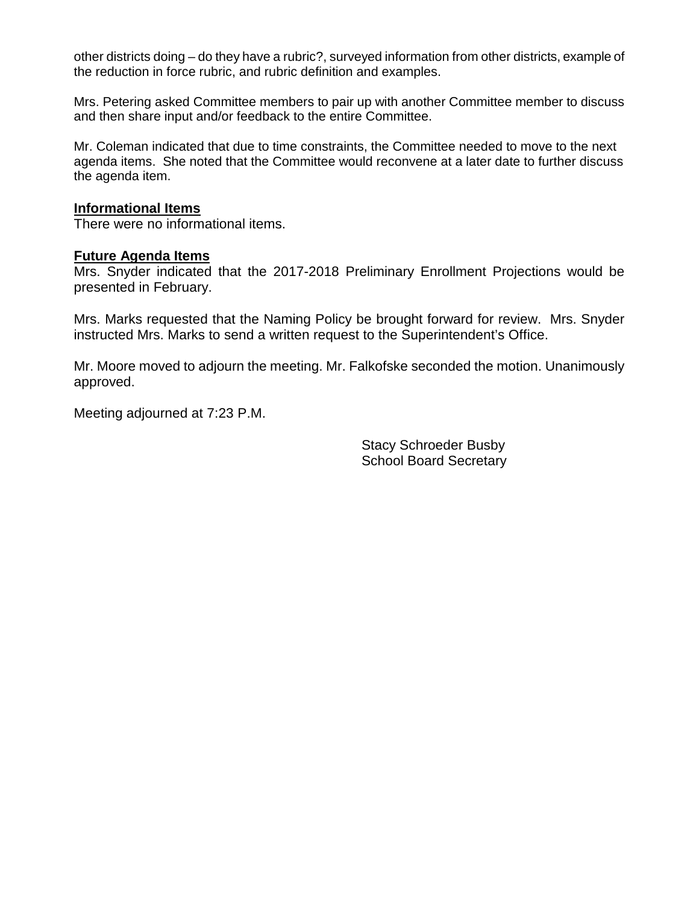other districts doing – do they have a rubric?, surveyed information from other districts, example of the reduction in force rubric, and rubric definition and examples.

Mrs. Petering asked Committee members to pair up with another Committee member to discuss and then share input and/or feedback to the entire Committee.

Mr. Coleman indicated that due to time constraints, the Committee needed to move to the next agenda items. She noted that the Committee would reconvene at a later date to further discuss the agenda item.

**Informational Items**

There were no informational items.

**Future Agenda Items**

Mrs. Snyder indicated that the 2017-2018 Preliminary Enrollment Projections would be presented in February.

Mrs. Marks requested that the Naming Policy be brought forward for review. Mrs. Snyder instructed Mrs. Marks to send a written request to the Superintendent's Office.

Mr. Moore moved to adjourn the meeting. Mr. Falkofske seconded the motion. Unanimously approved.

Meeting adjourned at 7:23 P.M.

Stacy Schroeder Busby
School Board Secretary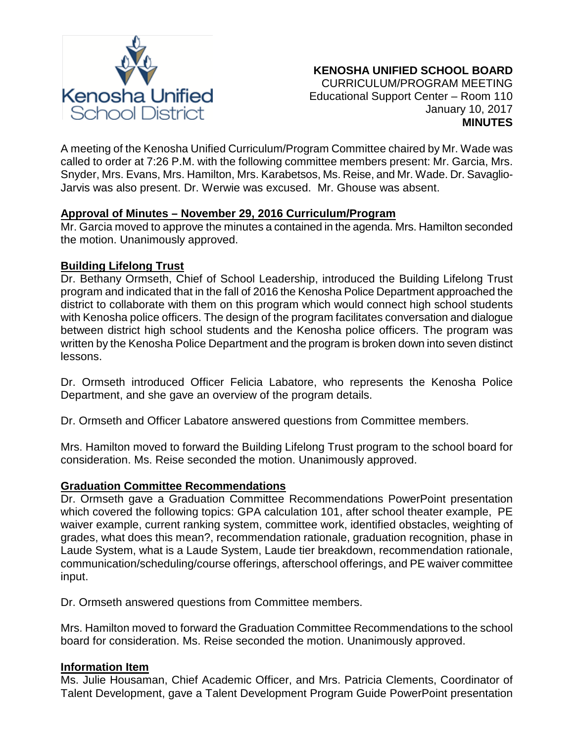**KENOSHA UNIFIED SCHOOL BOARD**
CURRICULUM/PROGRAM MEETING
Educational Support Center – Room 110
January 10, 2017
**MINUTES**

A meeting of the Kenosha Unified Curriculum/Program Committee chaired by Mr. Wade was called to order at 7:26 P.M. with the following committee members present: Mr. Garcia, Mrs. Snyder, Mrs. Evans, Mrs. Hamilton, Mrs. Karabetsos, Ms. Reise, and Mr. Wade. Dr. Savaglio-Jarvis was also present. Dr. Werwie was excused. Mr. Ghouse was absent.

**Approval of Minutes – November 29, 2016 Curriculum/Program**

Mr. Garcia moved to approve the minutes a contained in the agenda. Mrs. Hamilton seconded the motion. Unanimously approved.

**Building Lifelong Trust**

Dr. Bethany Ormseth, Chief of School Leadership, introduced the Building Lifelong Trust program and indicated that in the fall of 2016 the Kenosha Police Department approached the district to collaborate with them on this program which would connect high school students with Kenosha police officers. The design of the program facilitates conversation and dialogue between district high school students and the Kenosha police officers. The program was written by the Kenosha Police Department and the program is broken down into seven distinct lessons.

Dr. Ormseth introduced Officer Felicia Labatore, who represents the Kenosha Police Department, and she gave an overview of the program details.

Dr. Ormseth and Officer Labatore answered questions from Committee members.

Mrs. Hamilton moved to forward the Building Lifelong Trust program to the school board for consideration. Ms. Reise seconded the motion. Unanimously approved.

**Graduation Committee Recommendations**

Dr. Ormseth gave a Graduation Committee Recommendations PowerPoint presentation which covered the following topics: GPA calculation 101, after school theater example, PE waiver example, current ranking system, committee work, identified obstacles, weighting of grades, what does this mean?, recommendation rationale, graduation recognition, phase in Laude System, what is a Laude System, Laude tier breakdown, recommendation rationale, communication/scheduling/course offerings, afterschool offerings, and PE waiver committee input.

Dr. Ormseth answered questions from Committee members.

Mrs. Hamilton moved to forward the Graduation Committee Recommendations to the school board for consideration. Ms. Reise seconded the motion. Unanimously approved.

**Information Item**

Ms. Julie Housaman, Chief Academic Officer, and Mrs. Patricia Clements, Coordinator of Talent Development, gave a Talent Development Program Guide PowerPoint presentation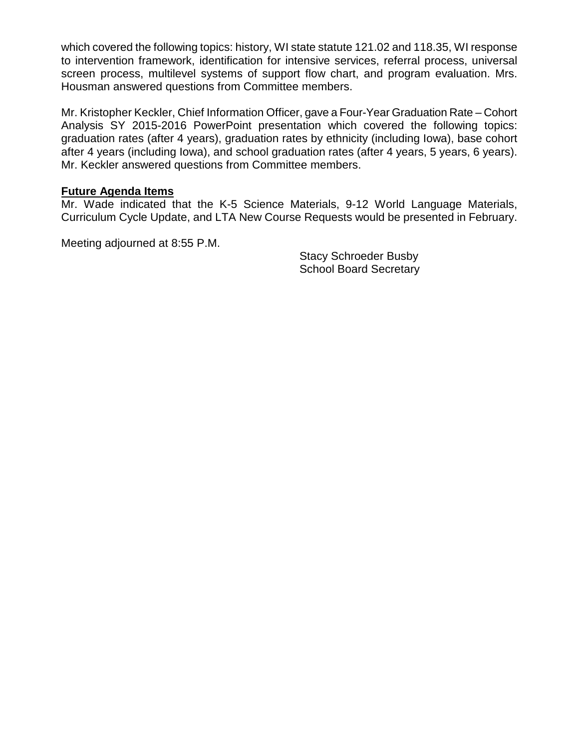which covered the following topics: history, WI state statute 121.02 and 118.35, WI response to intervention framework, identification for intensive services, referral process, universal screen process, multilevel systems of support flow chart, and program evaluation. Mrs. Housman answered questions from Committee members.

Mr. Kristopher Keckler, Chief Information Officer, gave a Four-Year Graduation Rate – Cohort Analysis SY 2015-2016 PowerPoint presentation which covered the following topics: graduation rates (after 4 years), graduation rates by ethnicity (including Iowa), base cohort after 4 years (including Iowa), and school graduation rates (after 4 years, 5 years, 6 years). Mr. Keckler answered questions from Committee members.

**Future Agenda Items**

Mr. Wade indicated that the K-5 Science Materials, 9-12 World Language Materials, Curriculum Cycle Update, and LTA New Course Requests would be presented in February.

Meeting adjourned at 8:55 P.M.

Stacy Schroeder Busby
School Board Secretary